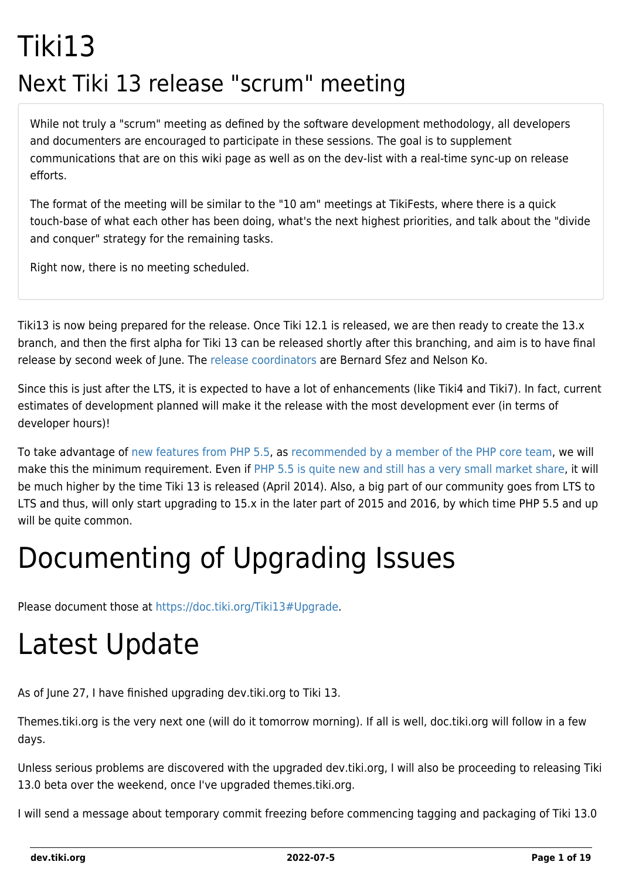# Tiki13

## Next Tiki 13 release "scrum" meeting

While not truly a "scrum" meeting as defined by the software development methodology, all developers and documenters are encouraged to participate in these sessions. The goal is to supplement communications that are on this wiki page as well as on the dev-list with a real-time sync-up on release efforts.

The format of the meeting will be similar to the "10 am" meetings at TikiFests, where there is a quick touch-base of what each other has been doing, what's the next highest priorities, and talk about the "divide and conquer" strategy for the remaining tasks.

Right now, there is no meeting scheduled.

Tiki13 is now being prepared for the release. Once Tiki 12.1 is released, we are then ready to create the 13.x branch, and then the first alpha for Tiki 13 can be released shortly after this branching, and aim is to have final release by second week of June. The release coordinators are Bernard Sfez and Nelson Ko.

Since this is just after the LTS, it is expected to have a lot of enhancements (like Tiki4 and Tiki7). In fact, current estimates of development planned will make it the release with the most development ever (in terms of developer hours)!

To take advantage of new features from PHP 5.5, as recommended by a member of the PHP core team, we will make this the minimum requirement. Even if PHP 5.5 is quite new and still has a very small market share, it will be much higher by the time Tiki 13 is released (April 2014). Also, a big part of our community goes from LTS to LTS and thus, will only start upgrading to 15.x in the later part of 2015 and 2016, by which time PHP 5.5 and up will be quite common.

# Documenting of Upgrading Issues

Please document those at https://doc.tiki.org/Tiki13#Upgrade.

# Latest Update

As of June 27, I have finished upgrading dev.tiki.org to Tiki 13.

Themes.tiki.org is the very next one (will do it tomorrow morning). If all is well, doc.tiki.org will follow in a few days.

Unless serious problems are discovered with the upgraded dev.tiki.org, I will also be proceeding to releasing Tiki 13.0 beta over the weekend, once I've upgraded themes.tiki.org.

I will send a message about temporary commit freezing before commencing tagging and packaging of Tiki 13.0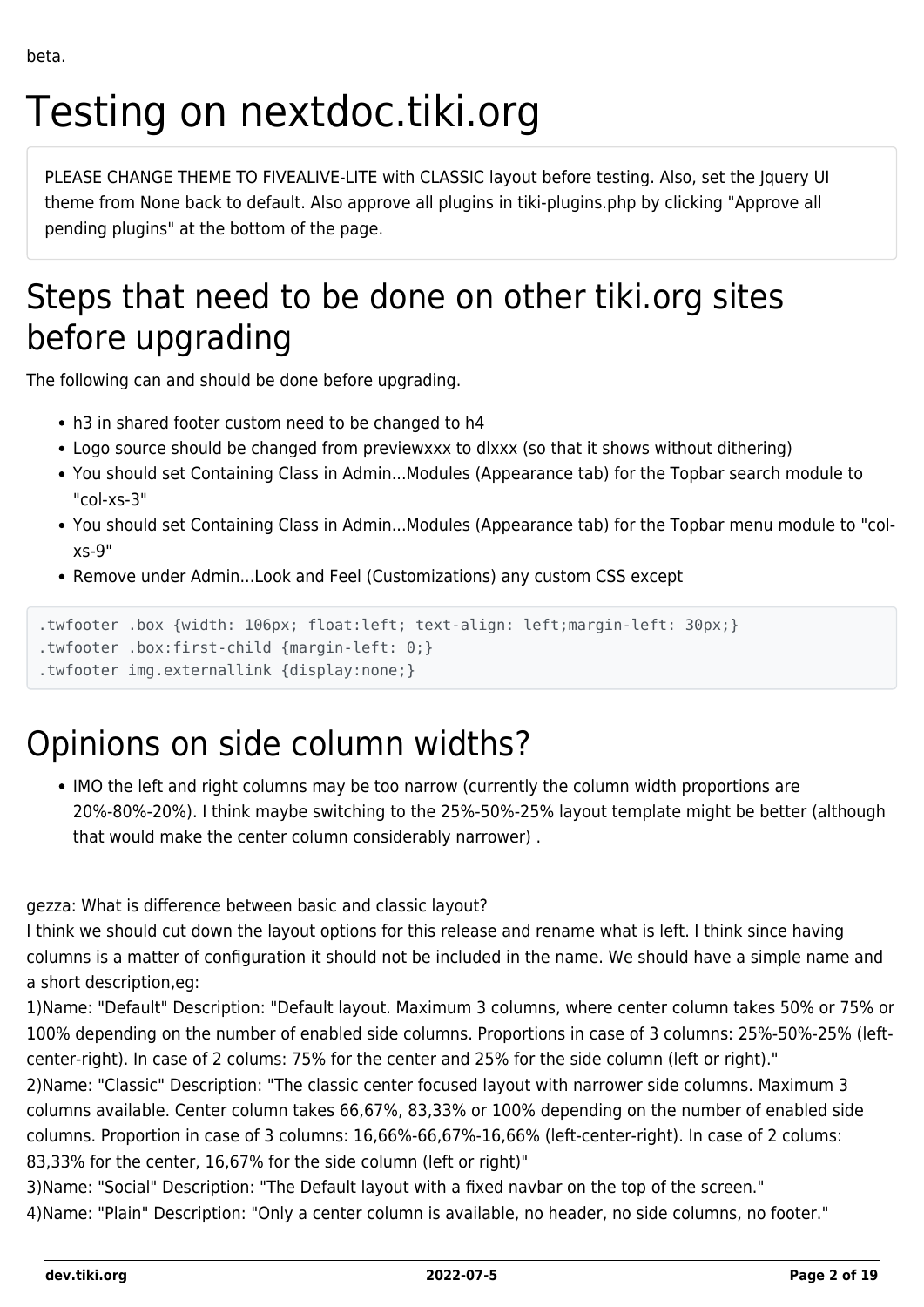beta.

# Testing on nextdoc.tiki.org

PLEASE CHANGE THEME TO FIVEALIVE-LITE with CLASSIC layout before testing. Also, set the Jquery UI theme from None back to default. Also approve all plugins in tiki-plugins.php by clicking "Approve all pending plugins" at the bottom of the page.

## Steps that need to be done on other tiki.org sites before upgrading

The following can and should be done before upgrading.

- h3 in shared footer custom need to be changed to h4
- Logo source should be changed from previewxxx to dlxxx (so that it shows without dithering)
- You should set Containing Class in Admin...Modules (Appearance tab) for the Topbar search module to "col-xs-3"
- You should set Containing Class in Admin...Modules (Appearance tab) for the Topbar menu module to "col-xs-9"
- Remove under Admin...Look and Feel (Customizations) any custom CSS except

```
.twfooter .box {width: 106px; float:left; text-align: left;margin-left: 30px;}
.twfooter .box:first-child {margin-left: 0;}
.twfooter img.externallink {display:none;}
```

# Opinions on side column widths?

- IMO the left and right columns may be too narrow (currently the column width proportions are 20%-80%-20%). I think maybe switching to the 25%-50%-25% layout template might be better (although that would make the center column considerably narrower) .

gezza: What is difference between basic and classic layout?
I think we should cut down the layout options for this release and rename what is left. I think since having columns is a matter of configuration it should not be included in the name. We should have a simple name and a short description,eg:
1)Name: "Default" Description: "Default layout. Maximum 3 columns, where center column takes 50% or 75% or 100% depending on the number of enabled side columns. Proportions in case of 3 columns: 25%-50%-25% (left-center-right). In case of 2 colums: 75% for the center and 25% for the side column (left or right)."
2)Name: "Classic" Description: "The classic center focused layout with narrower side columns. Maximum 3 columns available. Center column takes 66,67%, 83,33% or 100% depending on the number of enabled side columns. Proportion in case of 3 columns: 16,66%-66,67%-16,66% (left-center-right). In case of 2 colums: 83,33% for the center, 16,67% for the side column (left or right)"
3)Name: "Social" Description: "The Default layout with a fixed navbar on the top of the screen."
4)Name: "Plain" Description: "Only a center column is available, no header, no side columns, no footer."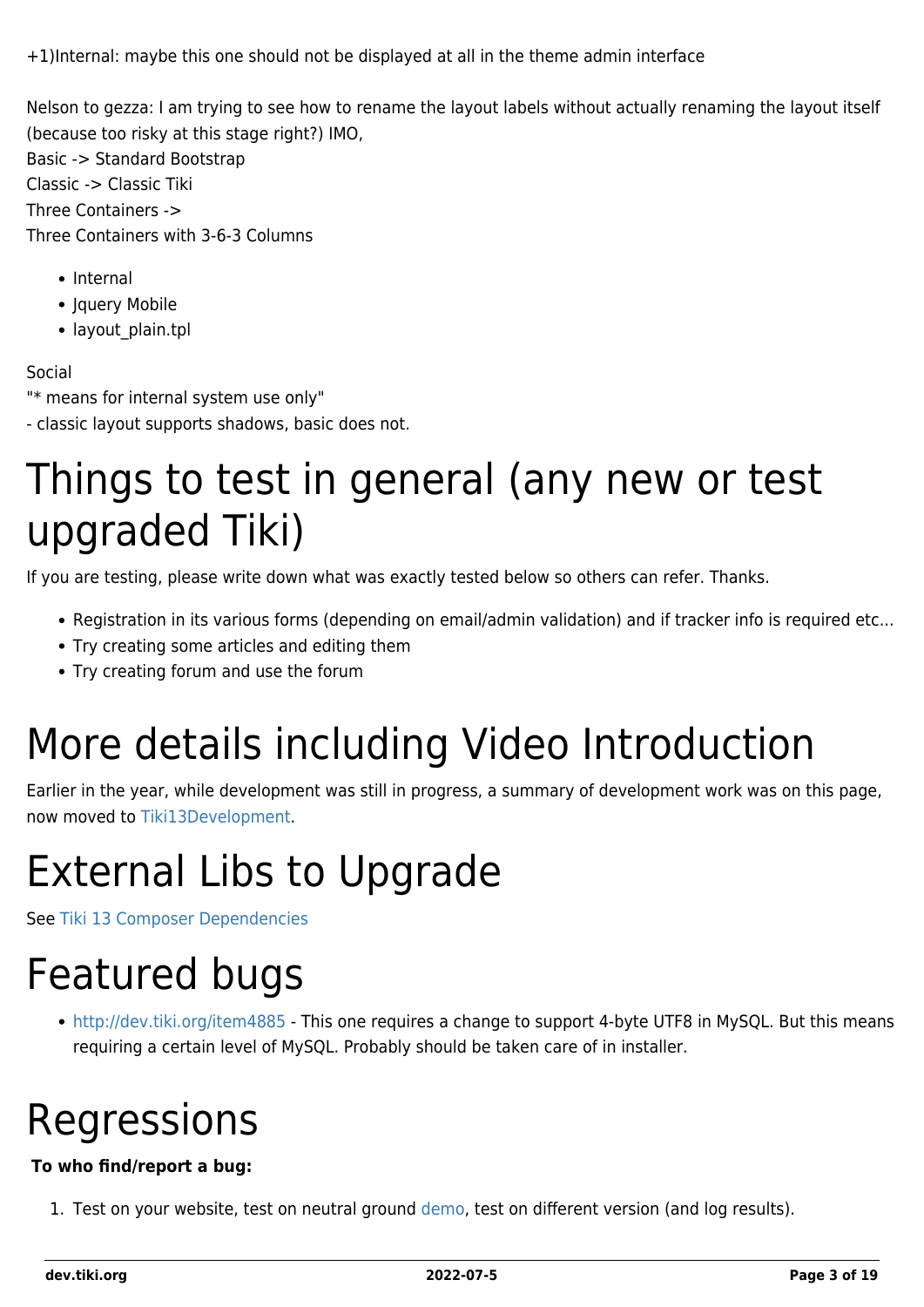+1)Internal: maybe this one should not be displayed at all in the theme admin interface

Nelson to gezza: I am trying to see how to rename the layout labels without actually renaming the layout itself (because too risky at this stage right?) IMO,
Basic -> Standard Bootstrap
Classic -> Classic Tiki
Three Containers ->
Three Containers with 3-6-3 Columns

- Internal
- Jquery Mobile
- layout_plain.tpl

Social
"* means for internal system use only"
- classic layout supports shadows, basic does not.

# Things to test in general (any new or test upgraded Tiki)

If you are testing, please write down what was exactly tested below so others can refer. Thanks.

- Registration in its various forms (depending on email/admin validation) and if tracker info is required etc...
- Try creating some articles and editing them
- Try creating forum and use the forum

# More details including Video Introduction

Earlier in the year, while development was still in progress, a summary of development work was on this page, now moved to Tiki13Development.

# External Libs to Upgrade

See Tiki 13 Composer Dependencies

# Featured bugs

- http://dev.tiki.org/item4885 - This one requires a change to support 4-byte UTF8 in MySQL. But this means requiring a certain level of MySQL. Probably should be taken care of in installer.

# Regressions

**To who find/report a bug:**

1. Test on your website, test on neutral ground demo, test on different version (and log results).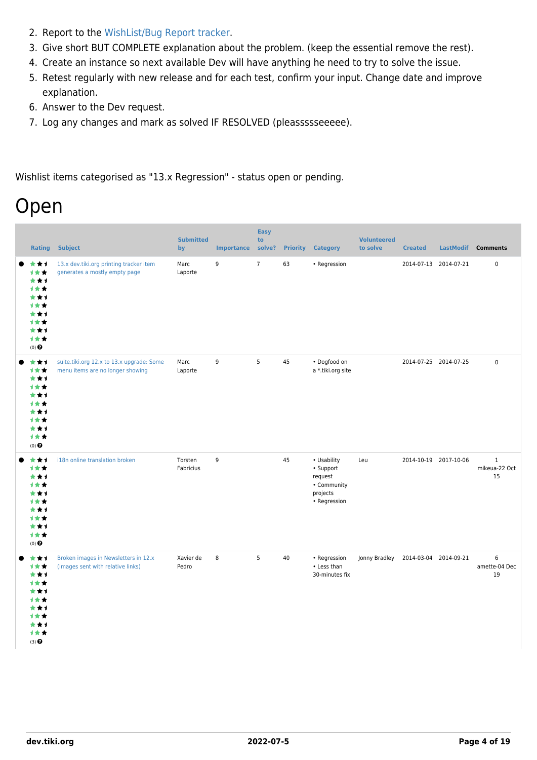2. Report to the WishList/Bug Report tracker.
3. Give short BUT COMPLETE explanation about the problem. (keep the essential remove the rest).
4. Create an instance so next available Dev will have anything he need to try to solve the issue.
5. Retest regularly with new release and for each test, confirm your input. Change date and improve explanation.
6. Answer to the Dev request.
7. Log any changes and mark as solved IF RESOLVED (pleasssssseeeee).

Wishlist items categorised as "13.x Regression" - status open or pending.

# Open

| | Rating | Subject | Submitted by | Importance | Easy to solve? | Priority | Category | Volunteered to solve | Created | LastModif | Comments |
|---|---|---|---|---|---|---|---|---|---|---|---|
| ● | (0) | 13.x dev.tiki.org printing tracker item generates a mostly empty page | Marc Laporte | 9 | 7 | 63 | • Regression | | 2014-07-13 | 2014-07-21 | 0 |
| ● | (0) | suite.tiki.org 12.x to 13.x upgrade: Some menu items are no longer showing | Marc Laporte | 9 | 5 | 45 | • Dogfood on a *.tiki.org site | | 2014-07-25 | 2014-07-25 | 0 |
| ● | (0) | i18n online translation broken | Torsten Fabricius | 9 | | 45 | • Usability • Support request • Community projects • Regression | Leu | 2014-10-19 | 2017-10-06 | 1 mikeua-22 Oct 15 |
| ● | (3) | Broken images in Newsletters in 12.x (images sent with relative links) | Xavier de Pedro | 8 | 5 | 40 | • Regression • Less than 30-minutes fix | Jonny Bradley | 2014-03-04 | 2014-09-21 | 6 amette-04 Dec 19 |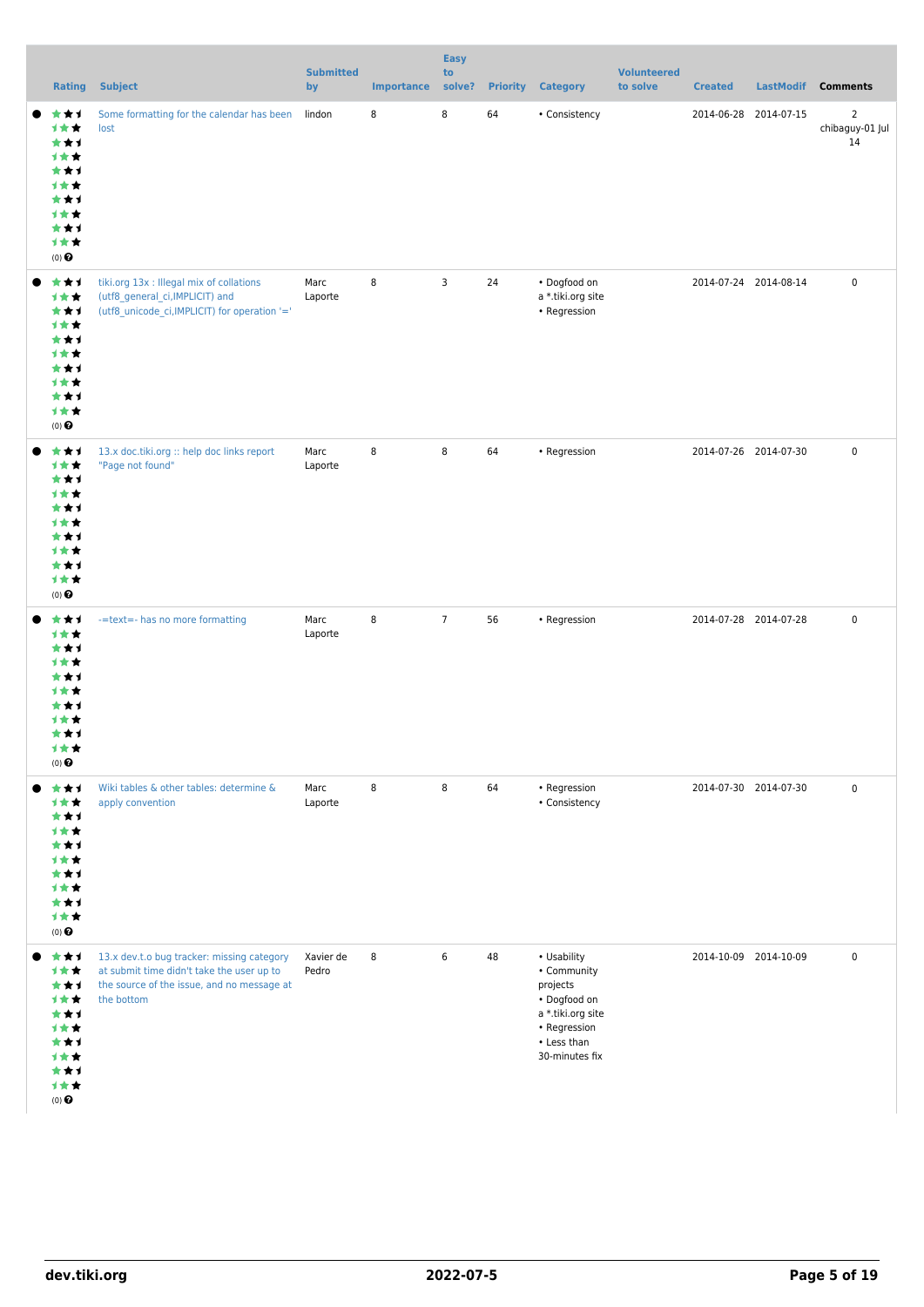| Rating | Subject | Submitted by | Importance | Easy to solve? | Priority | Category | Volunteered to solve | Created | LastModif | Comments |
|---|---|---|---|---|---|---|---|---|---|---|
| (0) | Some formatting for the calendar has been lost | lindon | 8 | 8 | 64 | • Consistency | | 2014-06-28 | 2014-07-15 | 2 chibaguy-01 Jul 14 |
| (0) | tiki.org 13x : Illegal mix of collations (utf8_general_ci,IMPLICIT) and (utf8_unicode_ci,IMPLICIT) for operation '=' | Marc Laporte | 8 | 3 | 24 | • Dogfood on a *.tiki.org site • Regression | | 2014-07-24 | 2014-08-14 | 0 |
| (0) | 13.x doc.tiki.org :: help doc links report "Page not found" | Marc Laporte | 8 | 8 | 64 | • Regression | | 2014-07-26 | 2014-07-30 | 0 |
| (0) | -=text=- has no more formatting | Marc Laporte | 8 | 7 | 56 | • Regression | | 2014-07-28 | 2014-07-28 | 0 |
| (0) | Wiki tables & other tables: determine & apply convention | Marc Laporte | 8 | 8 | 64 | • Regression • Consistency | | 2014-07-30 | 2014-07-30 | 0 |
| (0) | 13.x dev.t.o bug tracker: missing category at submit time didn't take the user up to the source of the issue, and no message at the bottom | Xavier de Pedro | 8 | 6 | 48 | • Usability • Community projects • Dogfood on a *.tiki.org site • Regression • Less than 30-minutes fix | | 2014-10-09 | 2014-10-09 | 0 |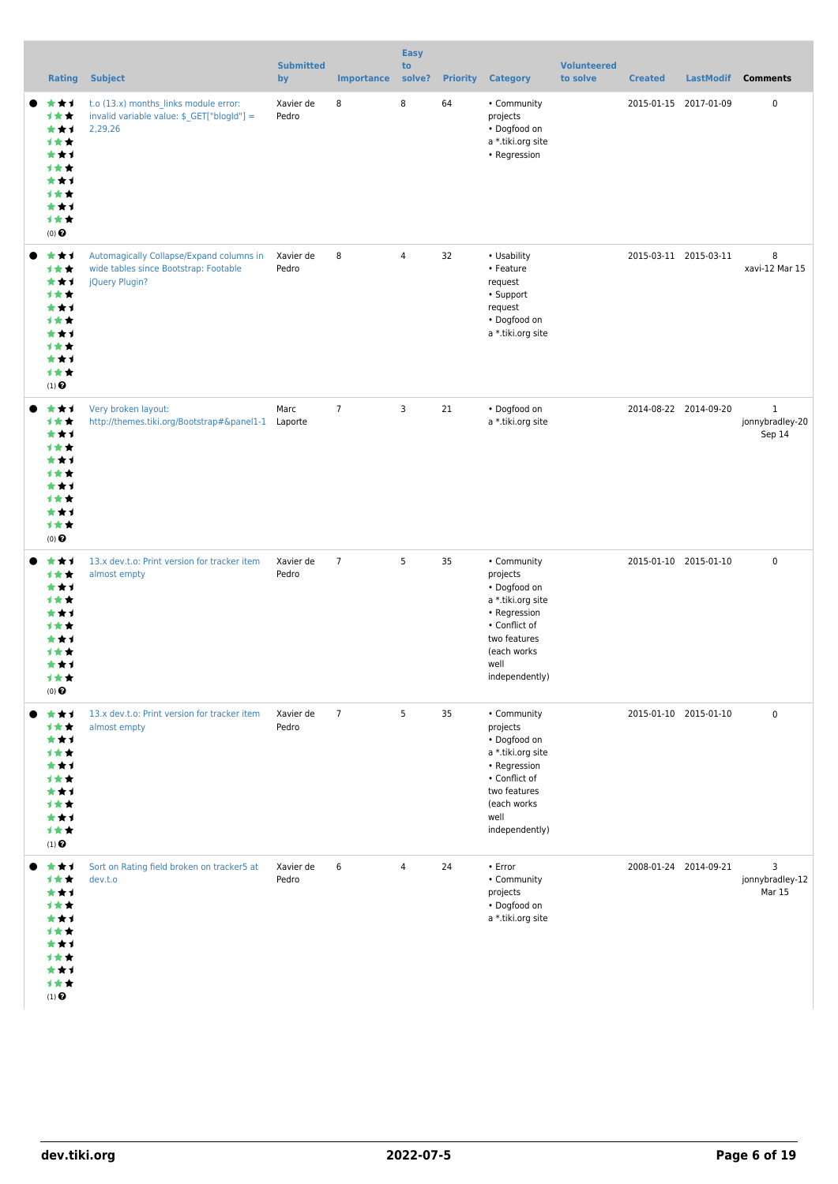| Rating | Subject | Submitted by | Importance | Easy to solve? | Priority | Category | Volunteered to solve | Created | LastModif | Comments |
|---|---|---|---|---|---|---|---|---|---|---|
| (0) | t.o (13.x) months_links module error: invalid variable value: $_GET["blogId"] = 2,29,26 | Xavier de Pedro | 8 | 8 | 64 | • Community projects<br>• Dogfood on a *.tiki.org site<br>• Regression | | 2015-01-15 | 2017-01-09 | 0 |
| (1) | Automagically Collapse/Expand columns in wide tables since Bootstrap: Footable jQuery Plugin? | Xavier de Pedro | 8 | 4 | 32 | • Usability<br>• Feature request<br>• Support request<br>• Dogfood on a *.tiki.org site | | 2015-03-11 | 2015-03-11 | 8<br>xavi-12 Mar 15 |
| (0) | Very broken layout: http://themes.tiki.org/Bootstrap#&panel1-1 | Marc Laporte | 7 | 3 | 21 | • Dogfood on a *.tiki.org site | | 2014-08-22 | 2014-09-20 | 1<br>jonnybradley-20 Sep 14 |
| (0) | 13.x dev.t.o: Print version for tracker item almost empty | Xavier de Pedro | 7 | 5 | 35 | • Community projects<br>• Dogfood on a *.tiki.org site<br>• Regression<br>• Conflict of two features (each works well independently) | | 2015-01-10 | 2015-01-10 | 0 |
| (1) | 13.x dev.t.o: Print version for tracker item almost empty | Xavier de Pedro | 7 | 5 | 35 | • Community projects<br>• Dogfood on a *.tiki.org site<br>• Regression<br>• Conflict of two features (each works well independently) | | 2015-01-10 | 2015-01-10 | 0 |
| (1) | Sort on Rating field broken on tracker5 at dev.t.o | Xavier de Pedro | 6 | 4 | 24 | • Error<br>• Community projects<br>• Dogfood on a *.tiki.org site | | 2008-01-24 | 2014-09-21 | 3<br>jonnybradley-12 Mar 15 |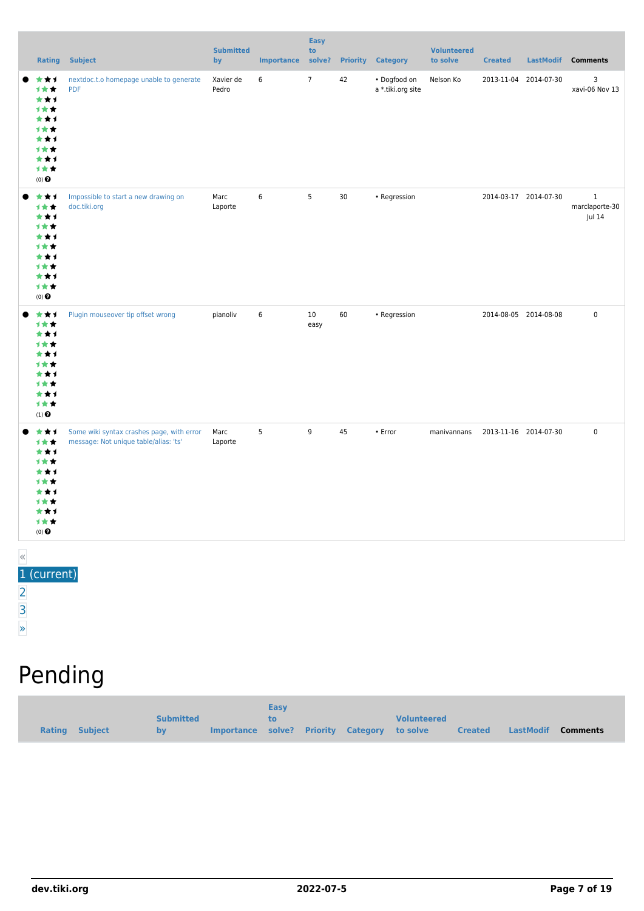| Rating | Subject | Submitted by | Importance | Easy to solve? | Priority | Category | Volunteered to solve | Created | LastModif | Comments |
|---|---|---|---|---|---|---|---|---|---|---|
| (0) | nextdoc.t.o homepage unable to generate PDF | Xavier de Pedro | 6 | 7 | 42 | • Dogfood on a *.tiki.org site | Nelson Ko | 2013-11-04 | 2014-07-30 | 3 xavi-06 Nov 13 |
| (0) | Impossible to start a new drawing on doc.tiki.org | Marc Laporte | 6 | 5 | 30 | • Regression | | 2014-03-17 | 2014-07-30 | 1 marclaporte-30 Jul 14 |
| (1) | Plugin mouseover tip offset wrong | pianoliv | 6 | 10 easy | 60 | • Regression | | 2014-08-05 | 2014-08-08 | 0 |
| (0) | Some wiki syntax crashes page, with error message: Not unique table/alias: 'ts' | Marc Laporte | 5 | 9 | 45 | • Error | manivannans | 2013-11-16 | 2014-07-30 | 0 |

«
1 (current)
2
3
»

# Pending

| Rating | Subject | Submitted by | Importance | Easy to solve? | Priority | Category | Volunteered to solve | Created | LastModif | Comments |
|---|---|---|---|---|---|---|---|---|---|---|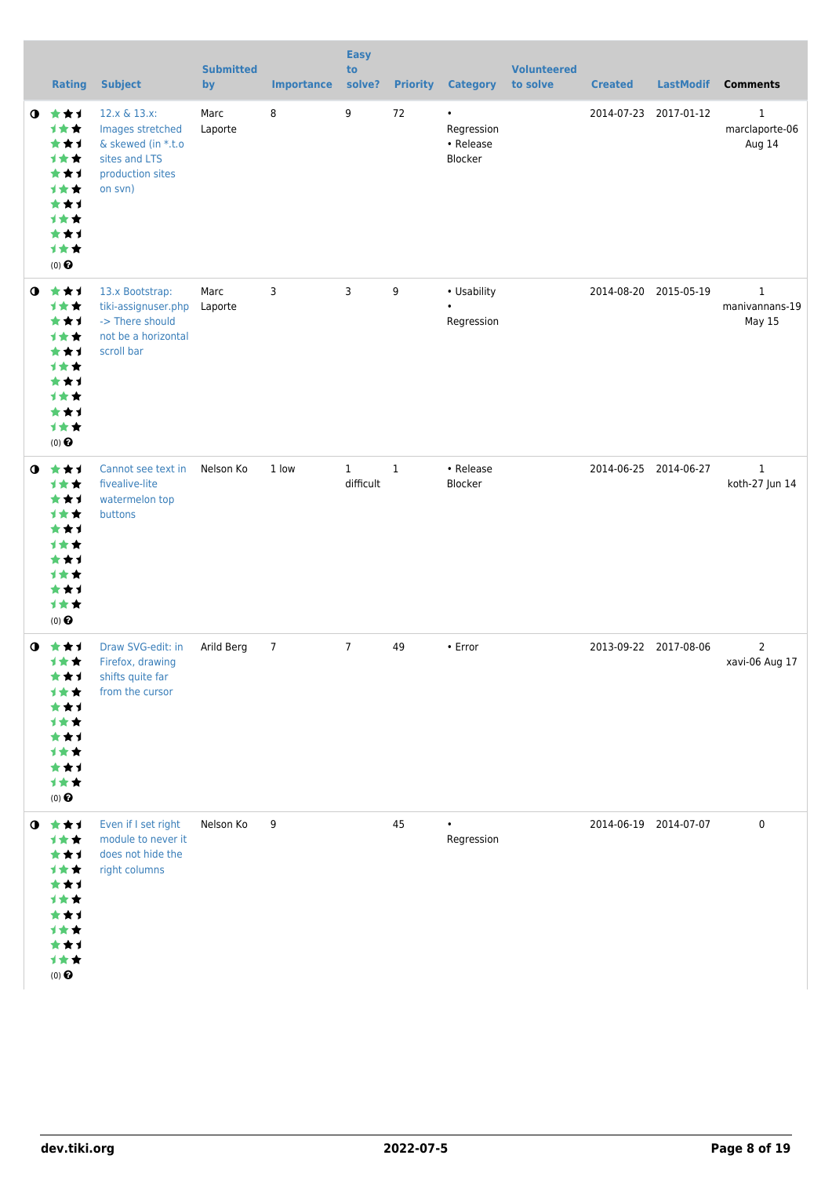|  | Rating | Subject | Submitted by | Importance | Easy to solve? | Priority | Category | Volunteered to solve | Created | LastModif | Comments |
|---|---|---|---|---|---|---|---|---|---|---|---|
| ◑ | (0) | 12.x & 13.x: Images stretched & skewed (in *.t.o sites and LTS production sites on svn) | Marc Laporte | 8 | 9 | 72 | • Regression • Release Blocker |  | 2014-07-23 | 2017-01-12 | 1 marclaporte-06 Aug 14 |
| ◑ | (0) | 13.x Bootstrap: tiki-assignuser.php -> There should not be a horizontal scroll bar | Marc Laporte | 3 | 3 | 9 | • Usability • Regression |  | 2014-08-20 | 2015-05-19 | 1 manivannans-19 May 15 |
| ◑ | (0) | Cannot see text in fivealive-lite watermelon top buttons | Nelson Ko | 1 low | 1 difficult | 1 | • Release Blocker |  | 2014-06-25 | 2014-06-27 | 1 koth-27 Jun 14 |
| ◑ | (0) | Draw SVG-edit: in Firefox, drawing shifts quite far from the cursor | Arild Berg | 7 | 7 | 49 | • Error |  | 2013-09-22 | 2017-08-06 | 2 xavi-06 Aug 17 |
| ◑ | (0) | Even if I set right module to never it does not hide the right columns | Nelson Ko | 9 |  | 45 | • Regression |  | 2014-06-19 | 2014-07-07 | 0 |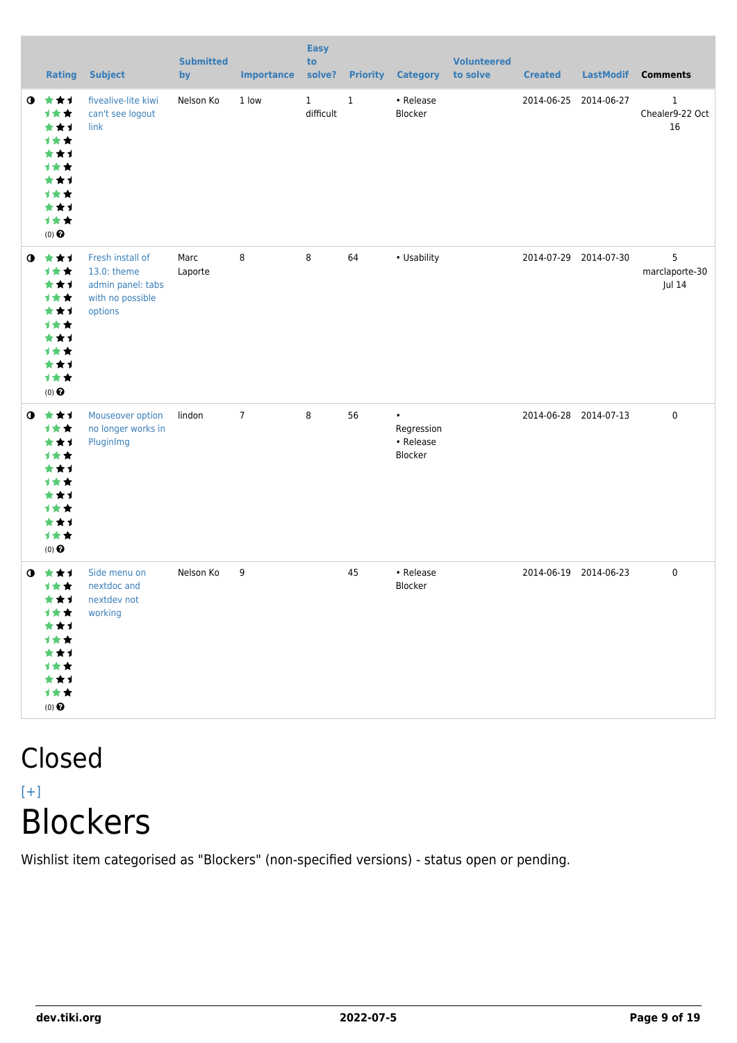| | Rating | Subject | Submitted by | Importance | Easy to solve? | Priority | Category | Volunteered to solve | Created | LastModif | Comments |
|---|---|---|---|---|---|---|---|---|---|---|---|
| ◑ | (0) | fivealive-lite kiwi can't see logout link | Nelson Ko | 1 low | 1 difficult | 1 | • Release Blocker | | 2014-06-25 | 2014-06-27 | 1 Chealer9-22 Oct 16 |
| ◑ | (0) | Fresh install of 13.0: theme admin panel: tabs with no possible options | Marc Laporte | 8 | 8 | 64 | • Usability | | 2014-07-29 | 2014-07-30 | 5 marclaporte-30 Jul 14 |
| ◑ | (0) | Mouseover option no longer works in PluginImg | lindon | 7 | 8 | 56 | • Regression • Release Blocker | | 2014-06-28 | 2014-07-13 | 0 |
| ◑ | (0) | Side menu on nextdoc and nextdev not working | Nelson Ko | 9 | | 45 | • Release Blocker | | 2014-06-19 | 2014-06-23 | 0 |

# Closed

[+]

# Blockers

Wishlist item categorised as "Blockers" (non-specified versions) - status open or pending.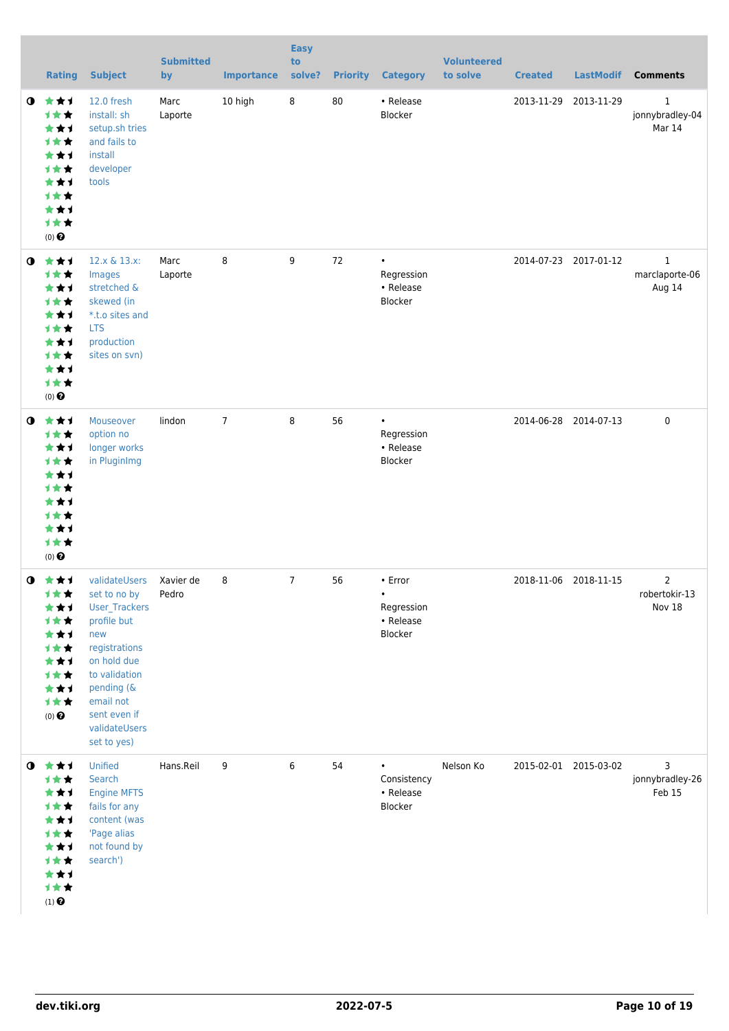| Rating | Subject | Submitted by | Importance | Easy to solve? | Priority | Category | Volunteered to solve | Created | LastModif | Comments |
|---|---|---|---|---|---|---|---|---|---|---|
| (0) | 12.0 fresh install: sh setup.sh tries and fails to install developer tools | Marc Laporte | 10 high | 8 | 80 | • Release Blocker | | 2013-11-29 | 2013-11-29 | 1 jonnybradley-04 Mar 14 |
| (0) | 12.x & 13.x: Images stretched & skewed (in *.t.o sites and LTS production sites on svn) | Marc Laporte | 8 | 9 | 72 | • Regression • Release Blocker | | 2014-07-23 | 2017-01-12 | 1 marclaporte-06 Aug 14 |
| (0) | Mouseover option no longer works in PluginImg | lindon | 7 | 8 | 56 | • Regression • Release Blocker | | 2014-06-28 | 2014-07-13 | 0 |
| (0) | validateUsers set to no by User_Trackers profile but new registrations on hold due to validation pending (& email not sent even if validateUsers set to yes) | Xavier de Pedro | 8 | 7 | 56 | • Error • Regression • Release Blocker | | 2018-11-06 | 2018-11-15 | 2 robertokir-13 Nov 18 |
| (1) | Unified Search Engine MFTS fails for any content (was 'Page alias not found by search') | Hans.Reil | 9 | 6 | 54 | • Consistency • Release Blocker | Nelson Ko | 2015-02-01 | 2015-03-02 | 3 jonnybradley-26 Feb 15 |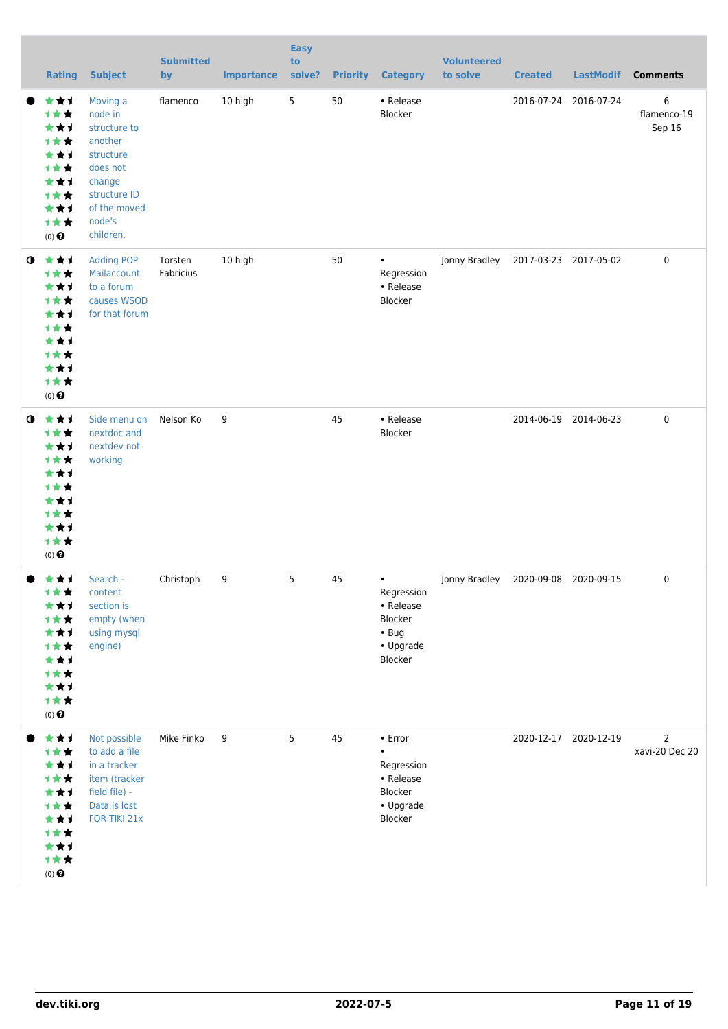| | Rating | Subject | Submitted by | Importance | Easy to solve? | Priority | Category | Volunteered to solve | Created | LastModif | Comments |
|---|---|---|---|---|---|---|---|---|---|---|---|
| ● | (0) | Moving a node in structure to another structure does not change structure ID of the moved node's children. | flamenco | 10 high | 5 | 50 | • Release Blocker | | 2016-07-24 | 2016-07-24 | 6 flamenco-19 Sep 16 |
| ◑ | (0) | Adding POP Mailaccount to a forum causes WSOD for that forum | Torsten Fabricius | 10 high | | 50 | • Regression • Release Blocker | Jonny Bradley | 2017-03-23 | 2017-05-02 | 0 |
| ◑ | (0) | Side menu on nextdoc and nextdev not working | Nelson Ko | 9 | | 45 | • Release Blocker | | 2014-06-19 | 2014-06-23 | 0 |
| ● | (0) | Search - content section is empty (when using mysql engine) | Christoph | 9 | 5 | 45 | • Regression • Release Blocker • Bug • Upgrade Blocker | Jonny Bradley | 2020-09-08 | 2020-09-15 | 0 |
| ● | (0) | Not possible to add a file in a tracker item (tracker field file) - Data is lost FOR TIKI 21x | Mike Finko | 9 | 5 | 45 | • Error • Regression • Release Blocker • Upgrade Blocker | | 2020-12-17 | 2020-12-19 | 2 xavi-20 Dec 20 |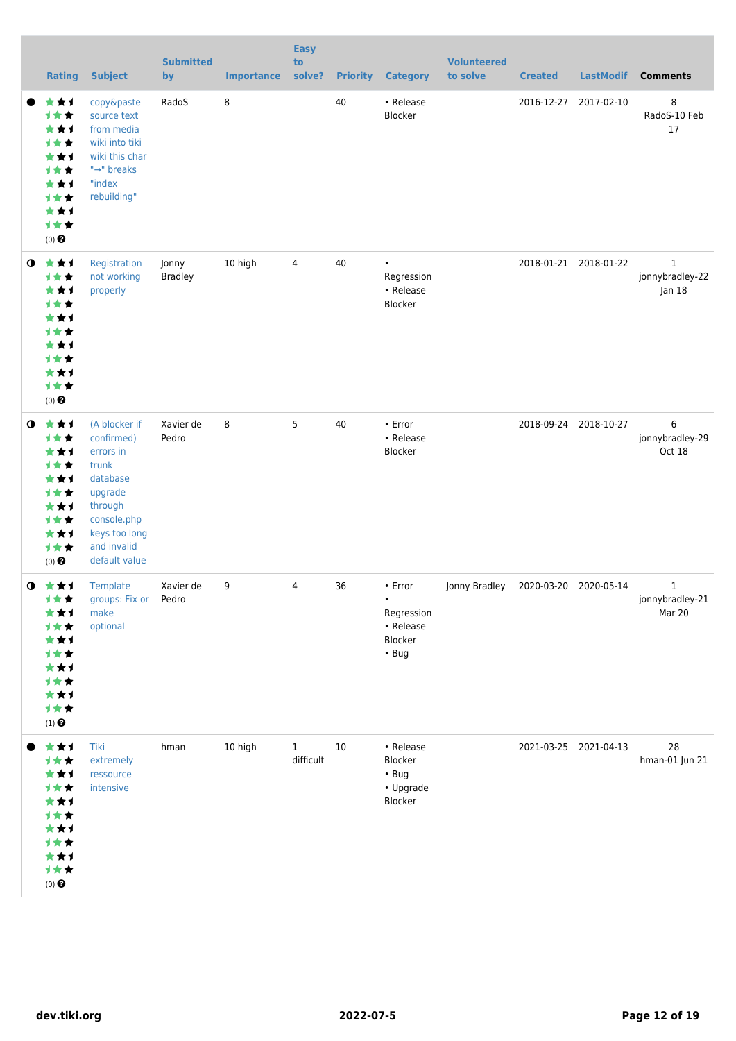|  | Rating | Subject | Submitted by | Importance | Easy to solve? | Priority | Category | Volunteered to solve | Created | LastModif | Comments |
|---|---|---|---|---|---|---|---|---|---|---|---|
| ● | (0) | copy&paste source text from media wiki into tiki wiki this char "→" breaks "index rebuilding" | RadoS | 8 |  | 40 | • Release Blocker |  | 2016-12-27 | 2017-02-10 | 8 RadoS-10 Feb 17 |
| ◑ | (0) | Registration not working properly | Jonny Bradley | 10 high | 4 | 40 | • Regression • Release Blocker |  | 2018-01-21 | 2018-01-22 | 1 jonnybradley-22 Jan 18 |
| ◑ | (0) | (A blocker if confirmed) errors in trunk database upgrade through console.php keys too long and invalid default value | Xavier de Pedro | 8 | 5 | 40 | • Error • Release Blocker |  | 2018-09-24 | 2018-10-27 | 6 jonnybradley-29 Oct 18 |
| ◑ | (1) | Template groups: Fix or make optional | Xavier de Pedro | 9 | 4 | 36 | • Error • Regression • Release Blocker • Bug | Jonny Bradley | 2020-03-20 | 2020-05-14 | 1 jonnybradley-21 Mar 20 |
| ● | (0) | Tiki extremely ressource intensive | hman | 10 high | 1 difficult | 10 | • Release Blocker • Bug • Upgrade Blocker |  | 2021-03-25 | 2021-04-13 | 28 hman-01 Jun 21 |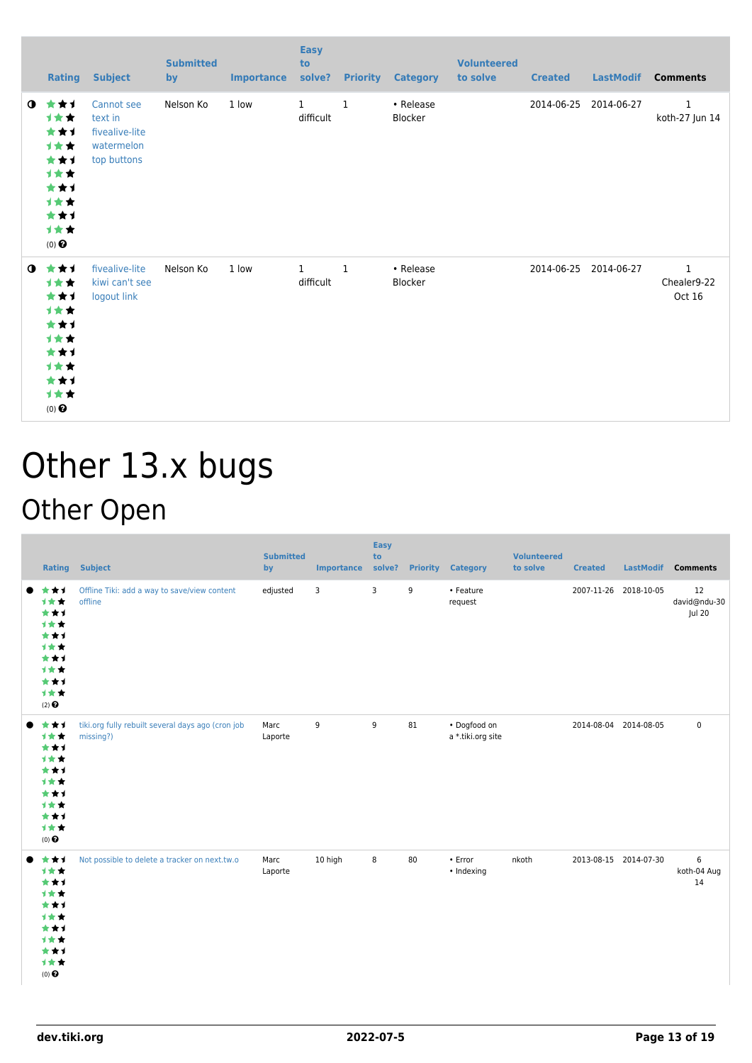| | Rating | Subject | Submitted by | Importance | Easy to solve? | Priority | Category | Volunteered to solve | Created | LastModif | Comments |
|---|---|---|---|---|---|---|---|---|---|---|---|
| ◑ | (0) | Cannot see text in fivealive-lite watermelon top buttons | Nelson Ko | 1 low | 1 difficult | 1 | • Release Blocker | | 2014-06-25 | 2014-06-27 | 1 koth-27 Jun 14 |
| ◑ | (0) | fivealive-lite kiwi can't see logout link | Nelson Ko | 1 low | 1 difficult | 1 | • Release Blocker | | 2014-06-25 | 2014-06-27 | 1 Chealer9-22 Oct 16 |

# Other 13.x bugs

## Other Open

| | Rating | Subject | Submitted by | Importance | Easy to solve? | Priority | Category | Volunteered to solve | Created | LastModif | Comments |
|---|---|---|---|---|---|---|---|---|---|---|---|
| ● | (2) | Offline Tiki: add a way to save/view content offline | edjusted | 3 | 3 | 9 | • Feature request | | 2007-11-26 | 2018-10-05 | 12 david@ndu-30 Jul 20 |
| ● | (0) | tiki.org fully rebuilt several days ago (cron job missing?) | Marc Laporte | 9 | 9 | 81 | • Dogfood on a *.tiki.org site | | 2014-08-04 | 2014-08-05 | 0 |
| ● | (0) | Not possible to delete a tracker on next.tw.o | Marc Laporte | 10 high | 8 | 80 | • Error • Indexing | nkoth | 2013-08-15 | 2014-07-30 | 6 koth-04 Aug 14 |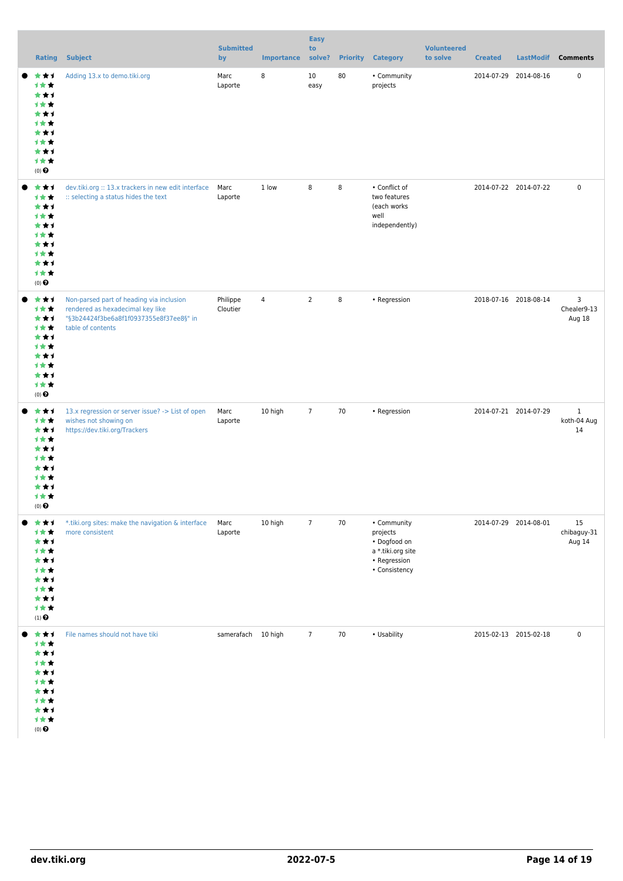| Rating | Subject | Submitted by | Importance | Easy to solve? | Priority | Category | Volunteered to solve | Created | LastModif | Comments |
|---|---|---|---|---|---|---|---|---|---|---|
| (0) | Adding 13.x to demo.tiki.org | Marc Laporte | 8 | 10 easy | 80 | • Community projects | | 2014-07-29 | 2014-08-16 | 0 |
| (0) | dev.tiki.org :: 13.x trackers in new edit interface :: selecting a status hides the text | Marc Laporte | 1 low | 8 | 8 | • Conflict of two features (each works well independently) | | 2014-07-22 | 2014-07-22 | 0 |
| (0) | Non-parsed part of heading via inclusion rendered as hexadecimal key like "§3b24424f3be6a8f1f0937355e8f37ee8§" in table of contents | Philippe Cloutier | 4 | 2 | 8 | • Regression | | 2018-07-16 | 2018-08-14 | 3 Chealer9-13 Aug 18 |
| (0) | 13.x regression or server issue? -> List of open wishes not showing on https://dev.tiki.org/Trackers | Marc Laporte | 10 high | 7 | 70 | • Regression | | 2014-07-21 | 2014-07-29 | 1 koth-04 Aug 14 |
| (1) | *.tiki.org sites: make the navigation & interface more consistent | Marc Laporte | 10 high | 7 | 70 | • Community projects • Dogfood on a *.tiki.org site • Regression • Consistency | | 2014-07-29 | 2014-08-01 | 15 chibaguy-31 Aug 14 |
| (0) | File names should not have tiki | samerafach | 10 high | 7 | 70 | • Usability | | 2015-02-13 | 2015-02-18 | 0 |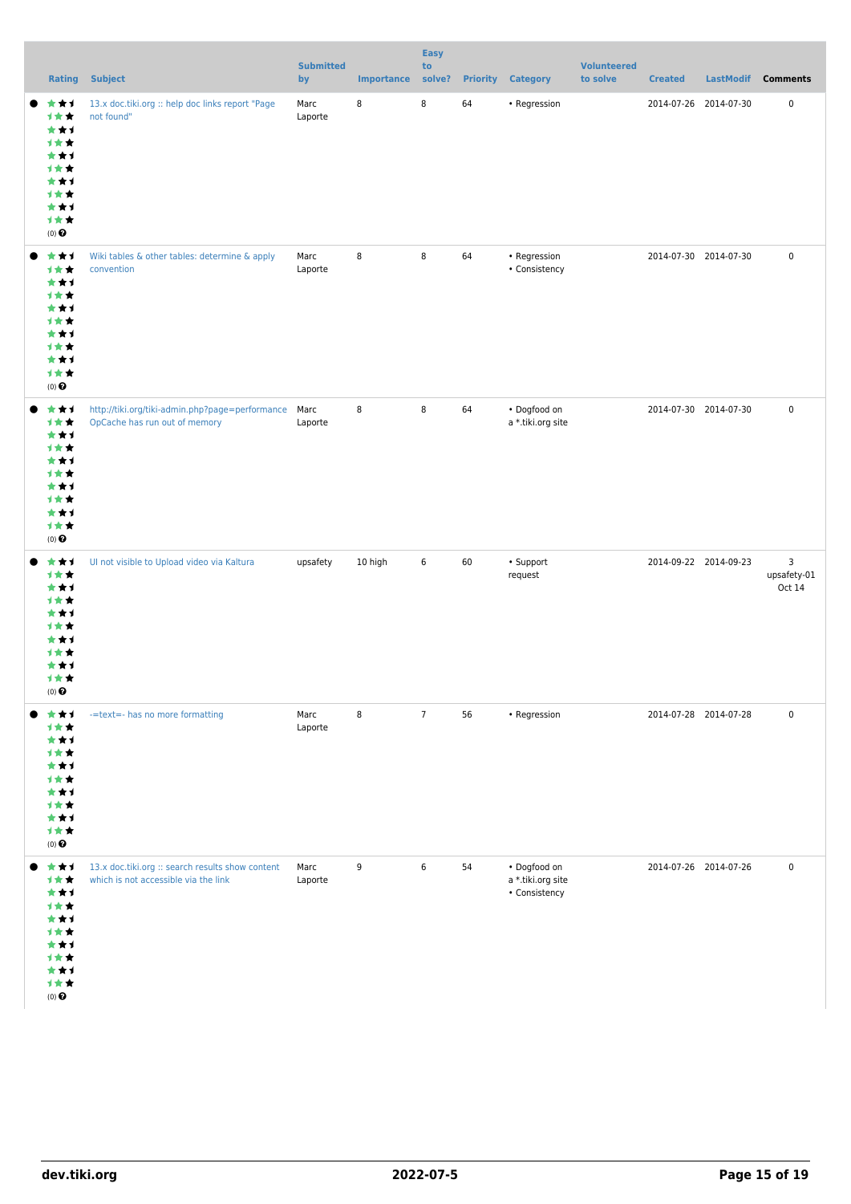| Rating | Subject | Submitted by | Importance | Easy to solve? | Priority | Category | Volunteered to solve | Created | LastModif | Comments |
|---|---|---|---|---|---|---|---|---|---|---|
| (0) | 13.x doc.tiki.org :: help doc links report "Page not found" | Marc Laporte | 8 | 8 | 64 | • Regression | | 2014-07-26 | 2014-07-30 | 0 |
| (0) | Wiki tables & other tables: determine & apply convention | Marc Laporte | 8 | 8 | 64 | • Regression<br>• Consistency | | 2014-07-30 | 2014-07-30 | 0 |
| (0) | http://tiki.org/tiki-admin.php?page=performance OpCache has run out of memory | Marc Laporte | 8 | 8 | 64 | • Dogfood on a *.tiki.org site | | 2014-07-30 | 2014-07-30 | 0 |
| (0) | UI not visible to Upload video via Kaltura | upsafety | 10 high | 6 | 60 | • Support request | | 2014-09-22 | 2014-09-23 | 3 upsafety-01 Oct 14 |
| (0) | -=text=- has no more formatting | Marc Laporte | 8 | 7 | 56 | • Regression | | 2014-07-28 | 2014-07-28 | 0 |
| (0) | 13.x doc.tiki.org :: search results show content which is not accessible via the link | Marc Laporte | 9 | 6 | 54 | • Dogfood on a *.tiki.org site<br>• Consistency | | 2014-07-26 | 2014-07-26 | 0 |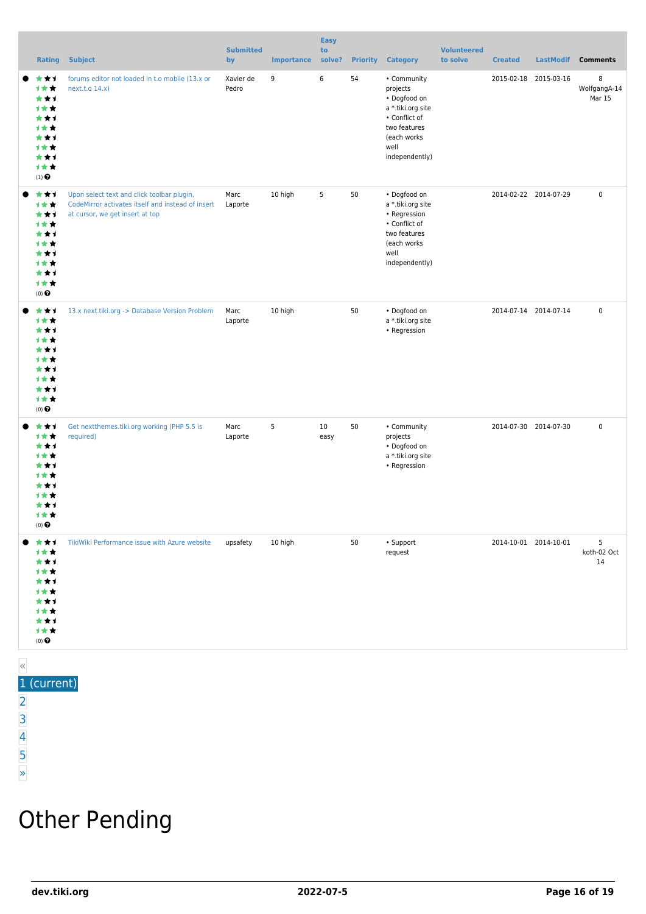| | Rating | Subject | Submitted by | Importance | Easy to solve? | Priority | Category | Volunteered to solve | Created | LastModif | Comments |
|---|---|---|---|---|---|---|---|---|---|---|---|
| ● | ★★✬★★★★✬★★★★✬★★★★✬★★★★✬★★ (1) ❓ | forums editor not loaded in t.o mobile (13.x or next.t.o 14.x) | Xavier de Pedro | 9 | 6 | 54 | • Community projects • Dogfood on a *.tiki.org site • Conflict of two features (each works well independently) | | 2015-02-18 | 2015-03-16 | 8 WolfgangA-14 Mar 15 |
| ● | ★★✬★★★★✬★★★★✬★★★★✬★★★★✬★★ (0) ❓ | Upon select text and click toolbar plugin, CodeMirror activates itself and instead of insert at cursor, we get insert at top | Marc Laporte | 10 high | 5 | 50 | • Dogfood on a *.tiki.org site • Regression • Conflict of two features (each works well independently) | | 2014-02-22 | 2014-07-29 | 0 |
| ● | ★★✬★★★★✬★★★★✬★★★★✬★★★★✬★★ (0) ❓ | 13.x next.tiki.org -> Database Version Problem | Marc Laporte | 10 high | | 50 | • Dogfood on a *.tiki.org site • Regression | | 2014-07-14 | 2014-07-14 | 0 |
| ● | ★★✬★★★★✬★★★★✬★★★★✬★★★★✬★★ (0) ❓ | Get nextthemes.tiki.org working (PHP 5.5 is required) | Marc Laporte | 5 | 10 easy | 50 | • Community projects • Dogfood on a *.tiki.org site • Regression | | 2014-07-30 | 2014-07-30 | 0 |
| ● | ★★✬★★★★✬★★★★✬★★★★✬★★★★✬★★ (0) ❓ | TikiWiki Performance issue with Azure website | upsafety | 10 high | | 50 | • Support request | | 2014-10-01 | 2014-10-01 | 5 koth-02 Oct 14 |

«
1 (current)
2
3
4
5
»

# Other Pending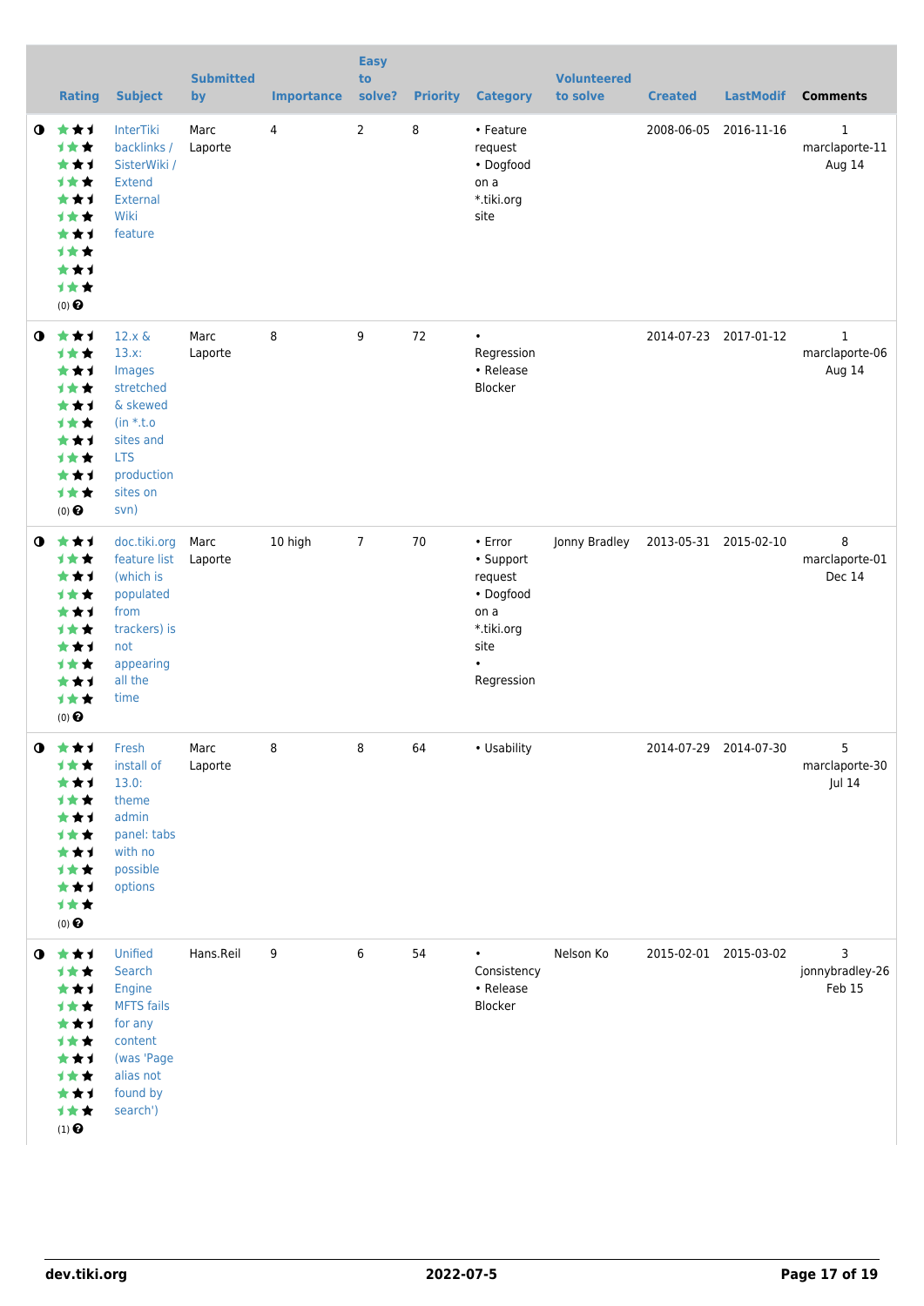|  | Rating | Subject | Submitted by | Importance | Easy to solve? | Priority | Category | Volunteered to solve | Created | LastModif | Comments |
| --- | --- | --- | --- | --- | --- | --- | --- | --- | --- | --- | --- |
|  | (0) | InterTiki backlinks / SisterWiki / Extend External Wiki feature | Marc Laporte | 4 | 2 | 8 | • Feature request • Dogfood on a *.tiki.org site |  | 2008-06-05 | 2016-11-16 | 1 marclaporte-11 Aug 14 |
|  | (0) | 12.x & 13.x: Images stretched & skewed (in *.t.o sites and LTS production sites on svn) | Marc Laporte | 8 | 9 | 72 | • Regression • Release Blocker |  | 2014-07-23 | 2017-01-12 | 1 marclaporte-06 Aug 14 |
|  | (0) | doc.tiki.org feature list (which is populated from trackers) is not appearing all the time | Marc Laporte | 10 high | 7 | 70 | • Error • Support request • Dogfood on a *.tiki.org site • Regression | Jonny Bradley | 2013-05-31 | 2015-02-10 | 8 marclaporte-01 Dec 14 |
|  | (0) | Fresh install of 13.0: theme admin panel: tabs with no possible options | Marc Laporte | 8 | 8 | 64 | • Usability |  | 2014-07-29 | 2014-07-30 | 5 marclaporte-30 Jul 14 |
|  | (1) | Unified Search Engine MFTS fails for any content (was 'Page alias not found by search') | Hans.Reil | 9 | 6 | 54 | • Consistency • Release Blocker | Nelson Ko | 2015-02-01 | 2015-03-02 | 3 jonnybradley-26 Feb 15 |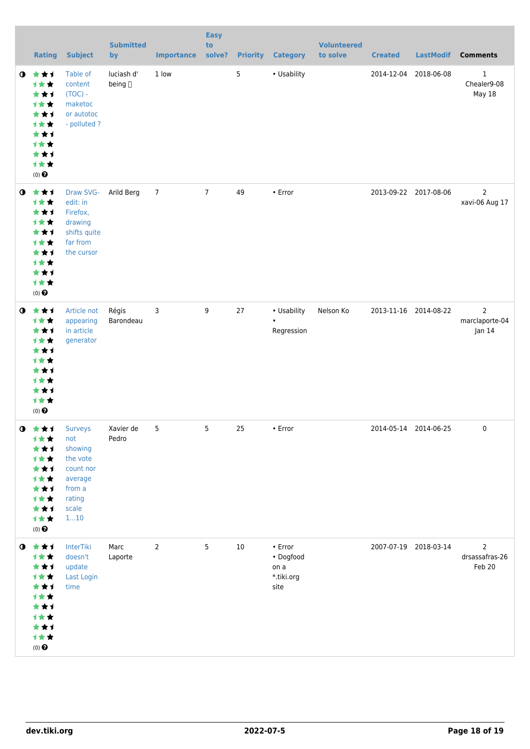| | Rating | Subject | Submitted by | Importance | Easy to solve? | Priority | Category | Volunteered to solve | Created | LastModif | Comments |
|---|---|---|---|---|---|---|---|---|---|---|---|
| ◑ | (0) ❓ | Table of content (TOC) - maketoc or autotoc - polluted ? | luciash d' being  | 1 low | | 5 | • Usability | | 2014-12-04 | 2018-06-08 | 1 Chealer9-08 May 18 |
| ◑ | (0) ❓ | Draw SVG-edit: in Firefox, drawing shifts quite far from the cursor | Arild Berg | 7 | 7 | 49 | • Error | | 2013-09-22 | 2017-08-06 | 2 xavi-06 Aug 17 |
| ◑ | (0) ❓ | Article not appearing in article generator | Régis Barondeau | 3 | 9 | 27 | • Usability • Regression | Nelson Ko | 2013-11-16 | 2014-08-22 | 2 marclaporte-04 Jan 14 |
| ◑ | (0) ❓ | Surveys not showing the vote count nor average from a rating scale 1...10 | Xavier de Pedro | 5 | 5 | 25 | • Error | | 2014-05-14 | 2014-06-25 | 0 |
| ◑ | (0) ❓ | InterTiki doesn't update Last Login time | Marc Laporte | 2 | 5 | 10 | • Error • Dogfood on a *.tiki.org site | | 2007-07-19 | 2018-03-14 | 2 drsassafras-26 Feb 20 |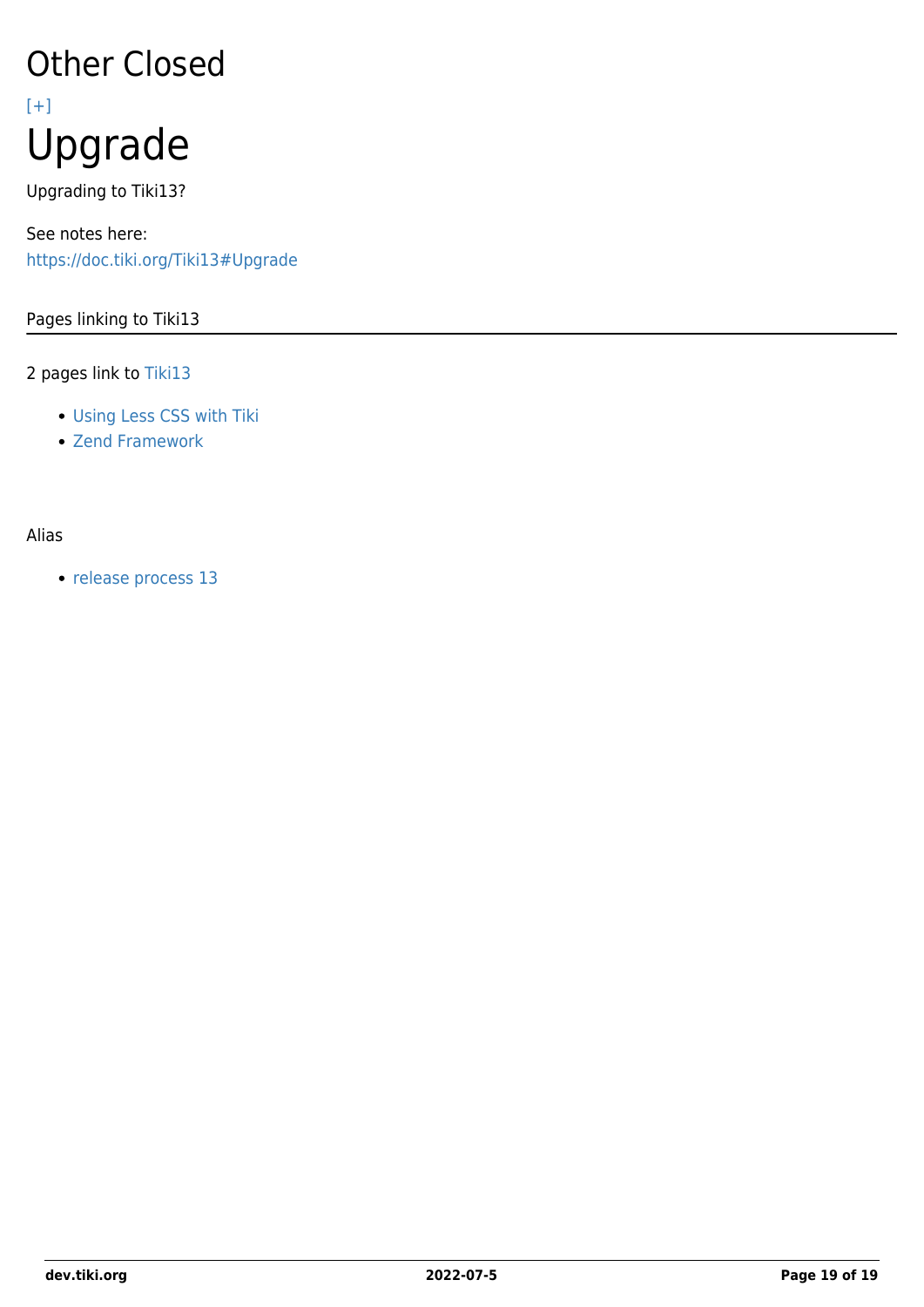# Other Closed

[+]

# Upgrade

Upgrading to Tiki13?

See notes here:
https://doc.tiki.org/Tiki13#Upgrade

Pages linking to Tiki13

2 pages link to Tiki13

- Using Less CSS with Tiki
- Zend Framework

Alias

- release process 13